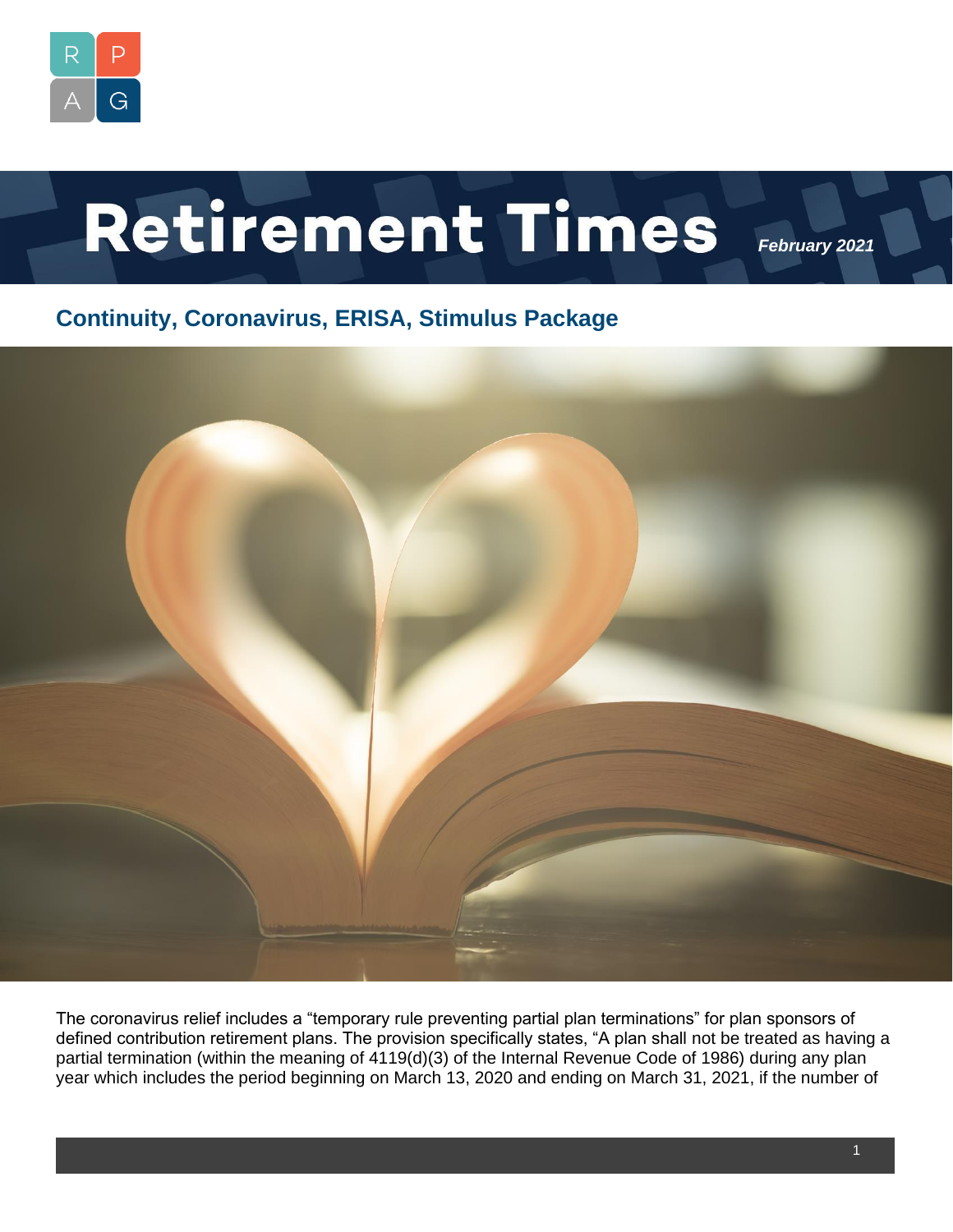# Retirement Times

*February 2021*

## Continuity, Coronavirus, ERISA, Stimulus Package

The coronavirus relief includes a "temporary rule preventing partial plan terminations" for plan sponsors of defined contribution retirement plans. The provision specifically states, "A plan shall not be treated as having a partial termination (within the meaning of 4119(d)(3) of the Internal Revenue Code of 1986) during any plan year which includes the period beginning on March 13, 2020 and ending on March 31, 2021, if the number of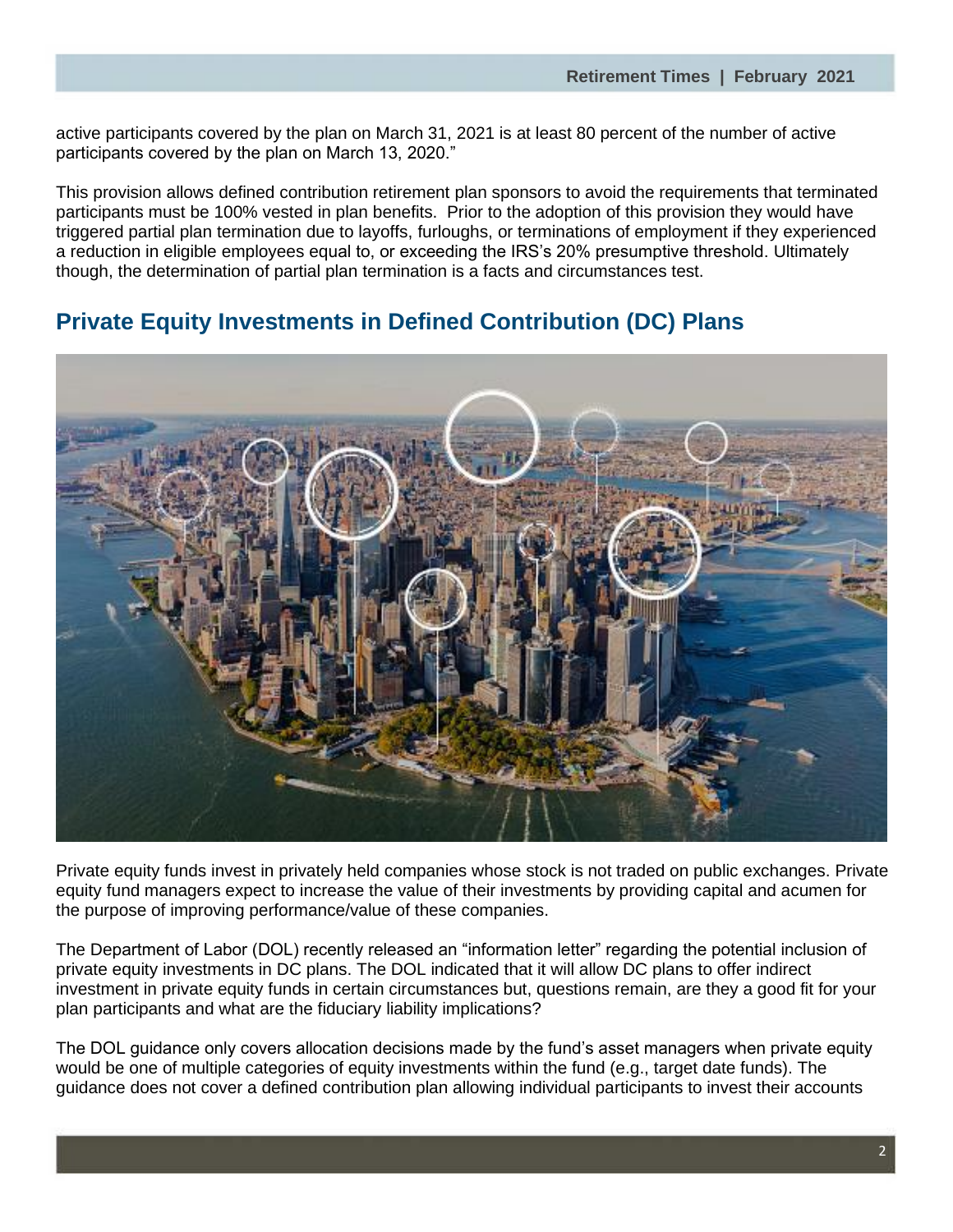active participants covered by the plan on March 31, 2021 is at least 80 percent of the number of active participants covered by the plan on March 13, 2020."

This provision allows defined contribution retirement plan sponsors to avoid the requirements that terminated participants must be 100% vested in plan benefits. Prior to the adoption of this provision they would have triggered partial plan termination due to layoffs, furloughs, or terminations of employment if they experienced a reduction in eligible employees equal to, or exceeding the IRS's 20% presumptive threshold. Ultimately though, the determination of partial plan termination is a facts and circumstances test.

## Private Equity Investments in Defined Contribution (DC) Plans

Private equity funds invest in privately held companies whose stock is not traded on public exchanges. Private equity fund managers expect to increase the value of their investments by providing capital and acumen for the purpose of improving performance/value of these companies.

The Department of Labor (DOL) recently released an "information letter" regarding the potential inclusion of private equity investments in DC plans. The DOL indicated that it will allow DC plans to offer indirect investment in private equity funds in certain circumstances but, questions remain, are they a good fit for your plan participants and what are the fiduciary liability implications?

The DOL guidance only covers allocation decisions made by the fund's asset managers when private equity would be one of multiple categories of equity investments within the fund (e.g., target date funds). The guidance does not cover a defined contribution plan allowing individual participants to invest their accounts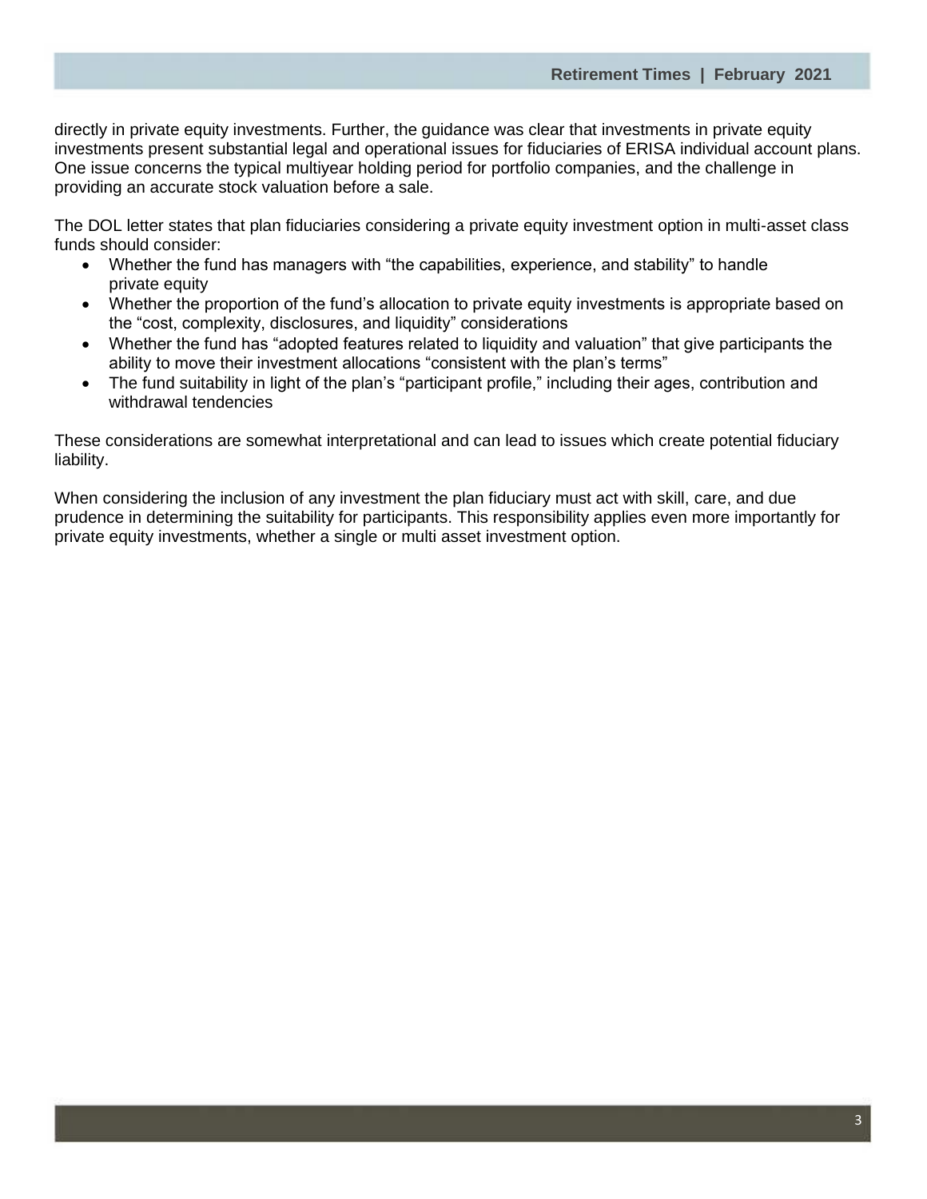directly in private equity investments. Further, the guidance was clear that investments in private equity investments present substantial legal and operational issues for fiduciaries of ERISA individual account plans. One issue concerns the typical multiyear holding period for portfolio companies, and the challenge in providing an accurate stock valuation before a sale.

The DOL letter states that plan fiduciaries considering a private equity investment option in multi-asset class funds should consider:

- Whether the fund has managers with "the capabilities, experience, and stability" to handle private equity
- Whether the proportion of the fund's allocation to private equity investments is appropriate based on the "cost, complexity, disclosures, and liquidity" considerations
- Whether the fund has "adopted features related to liquidity and valuation" that give participants the ability to move their investment allocations "consistent with the plan's terms"
- The fund suitability in light of the plan's "participant profile," including their ages, contribution and withdrawal tendencies

These considerations are somewhat interpretational and can lead to issues which create potential fiduciary liability.

When considering the inclusion of any investment the plan fiduciary must act with skill, care, and due prudence in determining the suitability for participants. This responsibility applies even more importantly for private equity investments, whether a single or multi asset investment option.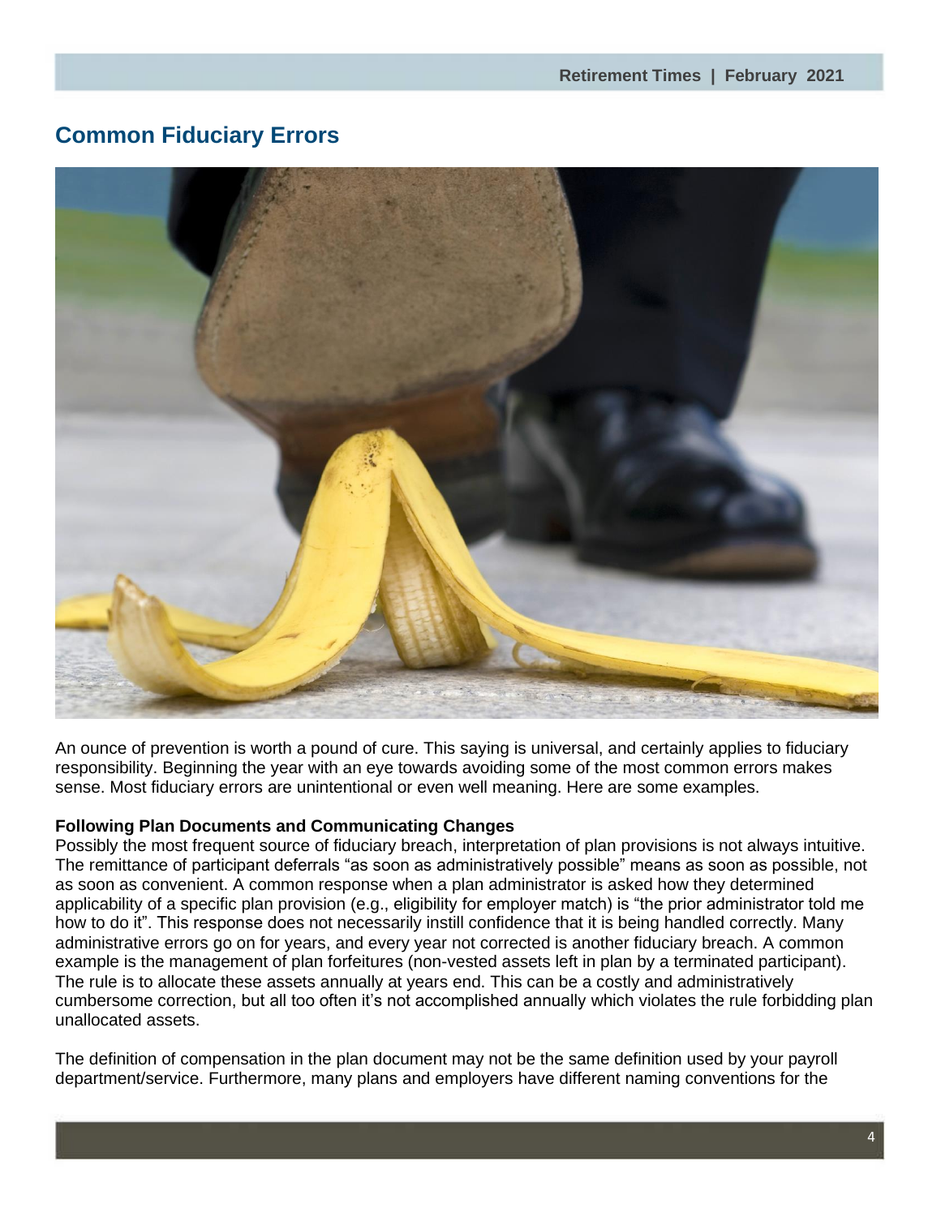## Common Fiduciary Errors

An ounce of prevention is worth a pound of cure. This saying is universal, and certainly applies to fiduciary responsibility. Beginning the year with an eye towards avoiding some of the most common errors makes sense. Most fiduciary errors are unintentional or even well meaning. Here are some examples.

**Following Plan Documents and Communicating Changes**

Possibly the most frequent source of fiduciary breach, interpretation of plan provisions is not always intuitive. The remittance of participant deferrals "as soon as administratively possible" means as soon as possible, not as soon as convenient. A common response when a plan administrator is asked how they determined applicability of a specific plan provision (e.g., eligibility for employer match) is "the prior administrator told me how to do it". This response does not necessarily instill confidence that it is being handled correctly. Many administrative errors go on for years, and every year not corrected is another fiduciary breach. A common example is the management of plan forfeitures (non-vested assets left in plan by a terminated participant). The rule is to allocate these assets annually at years end. This can be a costly and administratively cumbersome correction, but all too often it's not accomplished annually which violates the rule forbidding plan unallocated assets.

The definition of compensation in the plan document may not be the same definition used by your payroll department/service. Furthermore, many plans and employers have different naming conventions for the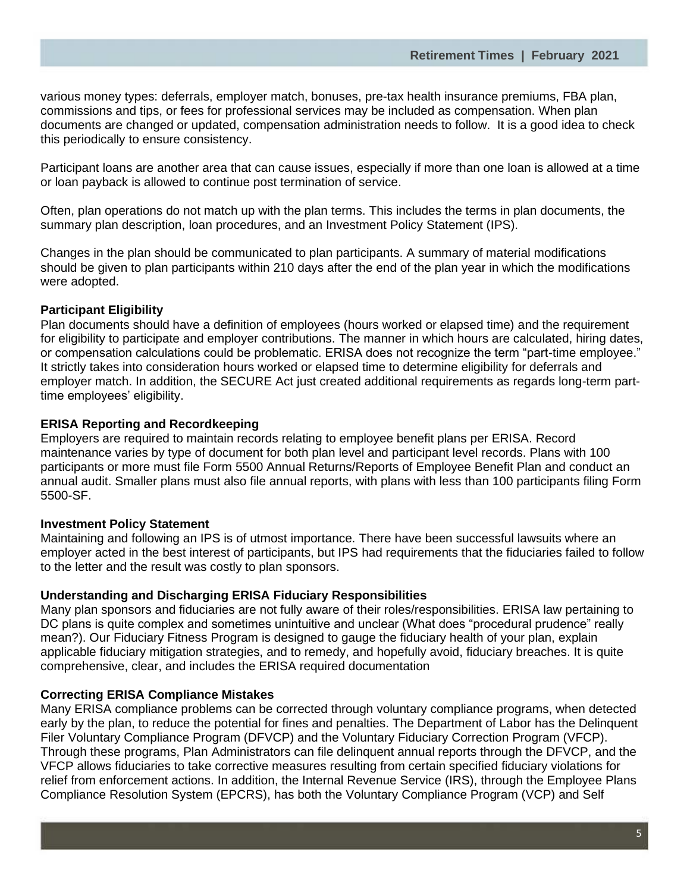various money types: deferrals, employer match, bonuses, pre-tax health insurance premiums, FBA plan, commissions and tips, or fees for professional services may be included as compensation. When plan documents are changed or updated, compensation administration needs to follow. It is a good idea to check this periodically to ensure consistency.

Participant loans are another area that can cause issues, especially if more than one loan is allowed at a time or loan payback is allowed to continue post termination of service.

Often, plan operations do not match up with the plan terms. This includes the terms in plan documents, the summary plan description, loan procedures, and an Investment Policy Statement (IPS).

Changes in the plan should be communicated to plan participants. A summary of material modifications should be given to plan participants within 210 days after the end of the plan year in which the modifications were adopted.

**Participant Eligibility**

Plan documents should have a definition of employees (hours worked or elapsed time) and the requirement for eligibility to participate and employer contributions. The manner in which hours are calculated, hiring dates, or compensation calculations could be problematic. ERISA does not recognize the term "part-time employee." It strictly takes into consideration hours worked or elapsed time to determine eligibility for deferrals and employer match. In addition, the SECURE Act just created additional requirements as regards long-term part-time employees' eligibility.

**ERISA Reporting and Recordkeeping**

Employers are required to maintain records relating to employee benefit plans per ERISA. Record maintenance varies by type of document for both plan level and participant level records. Plans with 100 participants or more must file Form 5500 Annual Returns/Reports of Employee Benefit Plan and conduct an annual audit. Smaller plans must also file annual reports, with plans with less than 100 participants filing Form 5500-SF.

**Investment Policy Statement**

Maintaining and following an IPS is of utmost importance. There have been successful lawsuits where an employer acted in the best interest of participants, but IPS had requirements that the fiduciaries failed to follow to the letter and the result was costly to plan sponsors.

**Understanding and Discharging ERISA Fiduciary Responsibilities**

Many plan sponsors and fiduciaries are not fully aware of their roles/responsibilities. ERISA law pertaining to DC plans is quite complex and sometimes unintuitive and unclear (What does "procedural prudence" really mean?). Our Fiduciary Fitness Program is designed to gauge the fiduciary health of your plan, explain applicable fiduciary mitigation strategies, and to remedy, and hopefully avoid, fiduciary breaches. It is quite comprehensive, clear, and includes the ERISA required documentation

**Correcting ERISA Compliance Mistakes**

Many ERISA compliance problems can be corrected through voluntary compliance programs, when detected early by the plan, to reduce the potential for fines and penalties. The Department of Labor has the Delinquent Filer Voluntary Compliance Program (DFVCP) and the Voluntary Fiduciary Correction Program (VFCP). Through these programs, Plan Administrators can file delinquent annual reports through the DFVCP, and the VFCP allows fiduciaries to take corrective measures resulting from certain specified fiduciary violations for relief from enforcement actions. In addition, the Internal Revenue Service (IRS), through the Employee Plans Compliance Resolution System (EPCRS), has both the Voluntary Compliance Program (VCP) and Self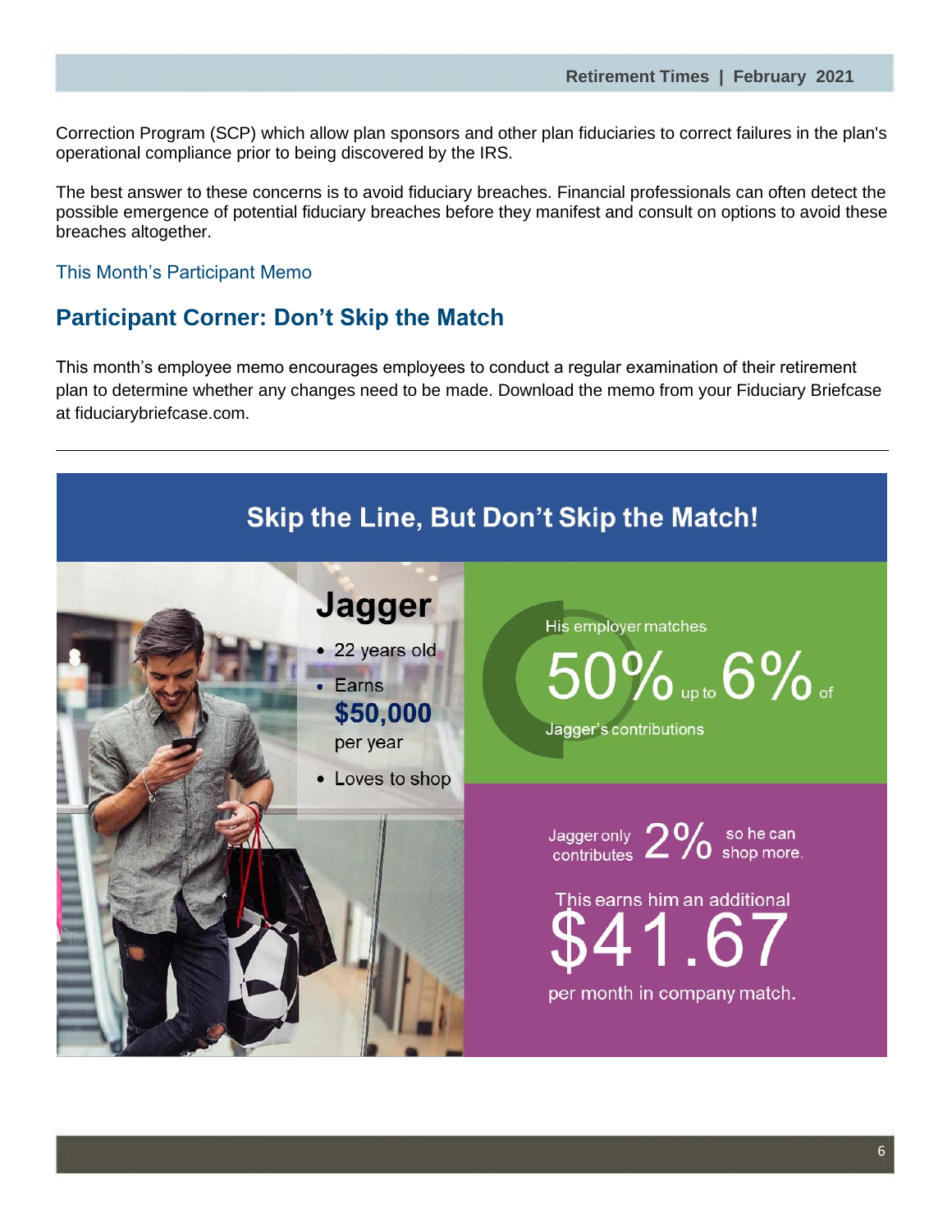Correction Program (SCP) which allow plan sponsors and other plan fiduciaries to correct failures in the plan's operational compliance prior to being discovered by the IRS.

The best answer to these concerns is to avoid fiduciary breaches. Financial professionals can often detect the possible emergence of potential fiduciary breaches before they manifest and consult on options to avoid these breaches altogether.

This Month's Participant Memo

## Participant Corner: Don't Skip the Match

This month's employee memo encourages employees to conduct a regular examination of their retirement plan to determine whether any changes need to be made. Download the memo from your Fiduciary Briefcase at fiduciarybriefcase.com.

---

### Skip the Line, But Don't Skip the Match!

**Jagger**

- 22 years old
- Earns **$50,000** per year
- Loves to shop

His employer matches 50% up to 6% of Jagger's contributions

Jagger only contributes 2% so he can shop more.

This earns him an additional $41.67 per month in company match.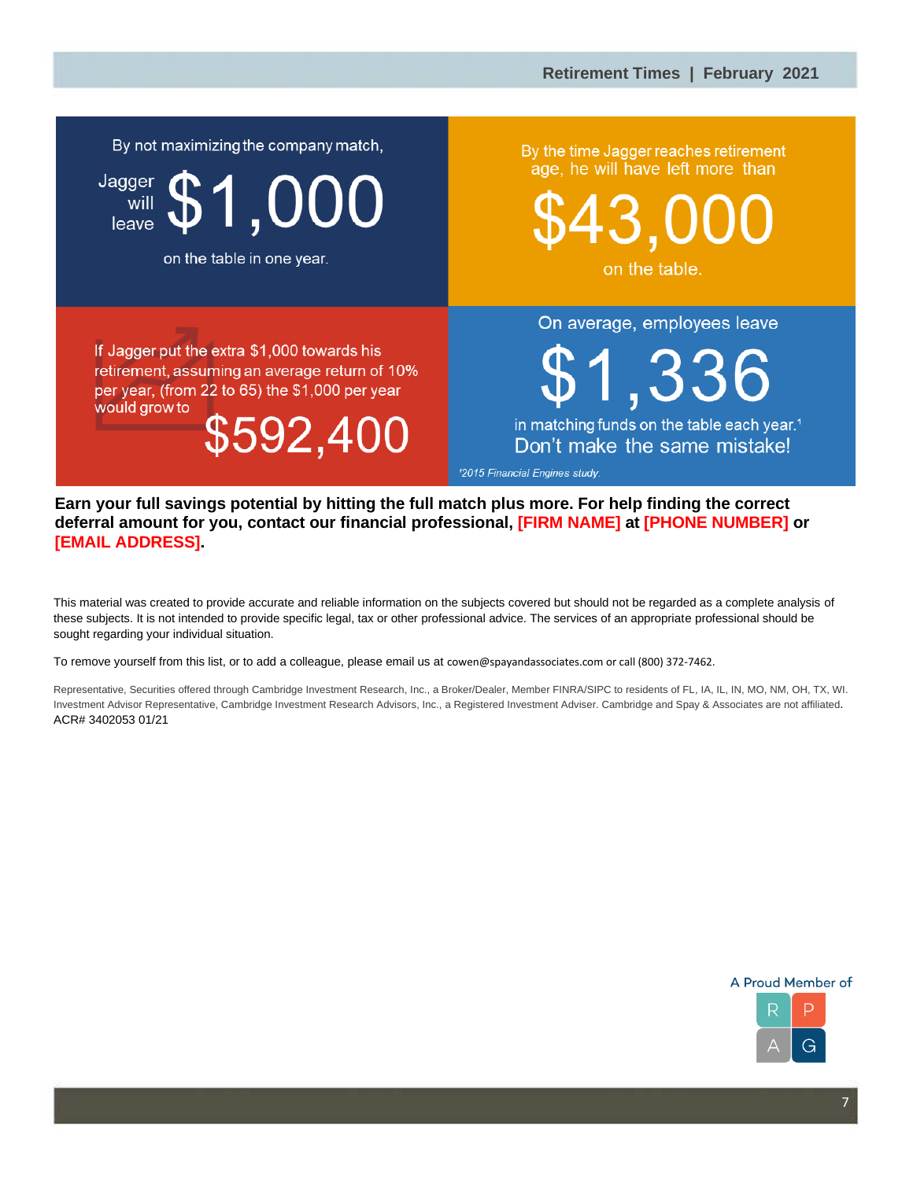By not maximizing the company match,

Jagger will leave **$1,000**

on the table in one year.

By the time Jagger reaches retirement age, he will have left more than

**$43,000**

on the table.

If Jagger put the extra $1,000 towards his retirement, assuming an average return of 10% per year, (from 22 to 65) the $1,000 per year would grow to

**$592,400**

On average, employees leave

**$1,336**

in matching funds on the table each year.[1]

Don't make the same mistake!

*[1]2015 Financial Engines study.*

**Earn your full savings potential by hitting the full match plus more. For help finding the correct deferral amount for you, contact our financial professional, [FIRM NAME] at [PHONE NUMBER] or [EMAIL ADDRESS].**

This material was created to provide accurate and reliable information on the subjects covered but should not be regarded as a complete analysis of these subjects. It is not intended to provide specific legal, tax or other professional advice. The services of an appropriate professional should be sought regarding your individual situation.

To remove yourself from this list, or to add a colleague, please email us at cowen@spayandassociates.com or call (800) 372-7462.

Representative, Securities offered through Cambridge Investment Research, Inc., a Broker/Dealer, Member FINRA/SIPC to residents of FL, IA, IL, IN, MO, NM, OH, TX, WI. Investment Advisor Representative, Cambridge Investment Research Advisors, Inc., a Registered Investment Adviser. Cambridge and Spay & Associates are not affiliated. ACR# 3402053 01/21

A Proud Member of

R P
A G